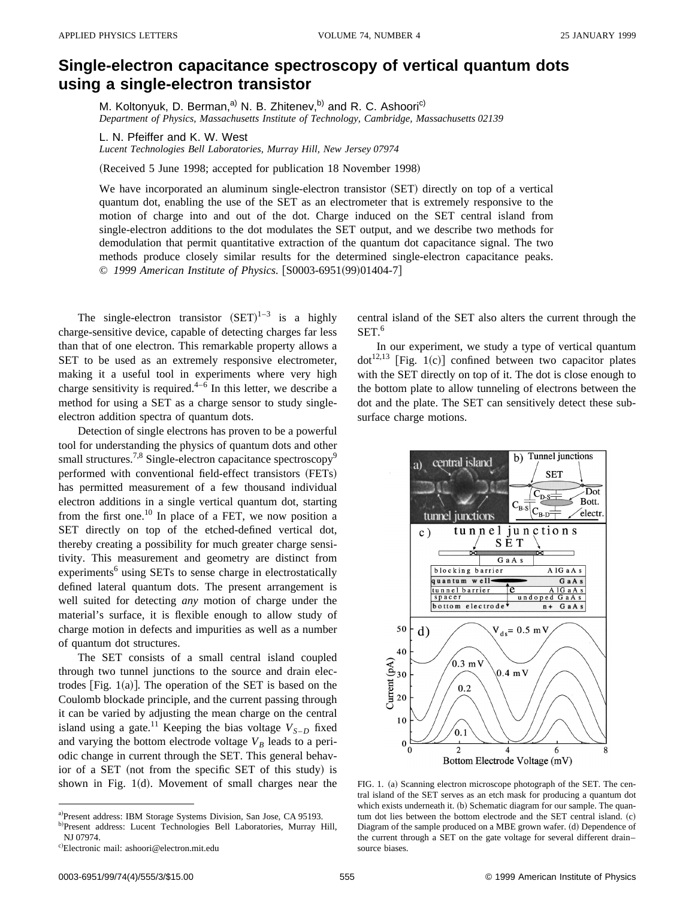# Single-electron capacitance spectroscopy of vertical quantum dots using a single-electron transistor

M. Koltonyuk, D. Berman,[a] N. B. Zhitenev,[b] and R. C. Ashoori[c]

*Department of Physics, Massachusetts Institute of Technology, Cambridge, Massachusetts 02139*

L. N. Pfeiffer and K. W. West

*Lucent Technologies Bell Laboratories, Murray Hill, New Jersey 07974*

(Received 5 June 1998; accepted for publication 18 November 1998)

We have incorporated an aluminum single-electron transistor (SET) directly on top of a vertical quantum dot, enabling the use of the SET as an electrometer that is extremely responsive to the motion of charge into and out of the dot. Charge induced on the SET central island from single-electron additions to the dot modulates the SET output, and we describe two methods for demodulation that permit quantitative extraction of the quantum dot capacitance signal. The two methods produce closely similar results for the determined single-electron capacitance peaks. © *1999 American Institute of Physics.* [S0003-6951(99)01404-7]

The single-electron transistor (SET)[1–3] is a highly charge-sensitive device, capable of detecting charges far less than that of one electron. This remarkable property allows a SET to be used as an extremely responsive electrometer, making it a useful tool in experiments where very high charge sensitivity is required.[4–6] In this letter, we describe a method for using a SET as a charge sensor to study single-electron addition spectra of quantum dots.

Detection of single electrons has proven to be a powerful tool for understanding the physics of quantum dots and other small structures.[7,8] Single-electron capacitance spectroscopy[9] performed with conventional field-effect transistors (FETs) has permitted measurement of a few thousand individual electron additions in a single vertical quantum dot, starting from the first one.[10] In place of a FET, we now position a SET directly on top of the etched-defined vertical dot, thereby creating a possibility for much greater charge sensitivity. This measurement and geometry are distinct from experiments[6] using SETs to sense charge in electrostatically defined lateral quantum dots. The present arrangement is well suited for detecting *any* motion of charge under the material's surface, it is flexible enough to allow study of charge motion in defects and impurities as well as a number of quantum dot structures.

The SET consists of a small central island coupled through two tunnel junctions to the source and drain electrodes [Fig. 1(a)]. The operation of the SET is based on the Coulomb blockade principle, and the current passing through it can be varied by adjusting the mean charge on the central island using a gate.[11] Keeping the bias voltage $V_{S-D}$ fixed and varying the bottom electrode voltage $V_B$ leads to a periodic change in current through the SET. This general behavior of a SET (not from the specific SET of this study) is shown in Fig. 1(d). Movement of small charges near the central island of the SET also alters the current through the SET.[6]

In our experiment, we study a type of vertical quantum dot[12,13] [Fig. 1(c)] confined between two capacitor plates with the SET directly on top of it. The dot is close enough to the bottom plate to allow tunneling of electrons between the dot and the plate. The SET can sensitively detect these subsurface charge motions.

FIG. 1. (a) Scanning electron microscope photograph of the SET. The central island of the SET serves as an etch mask for producing a quantum dot which exists underneath it. (b) Schematic diagram for our sample. The quantum dot lies between the bottom electrode and the SET central island. (c) Diagram of the sample produced on a MBE grown wafer. (d) Dependence of the current through a SET on the gate voltage for several different drain–source biases.

---

[a] Present address: IBM Storage Systems Division, San Jose, CA 95193.

[b] Present address: Lucent Technologies Bell Laboratories, Murray Hill, NJ 07974.

[c] Electronic mail: ashoori@electron.mit.edu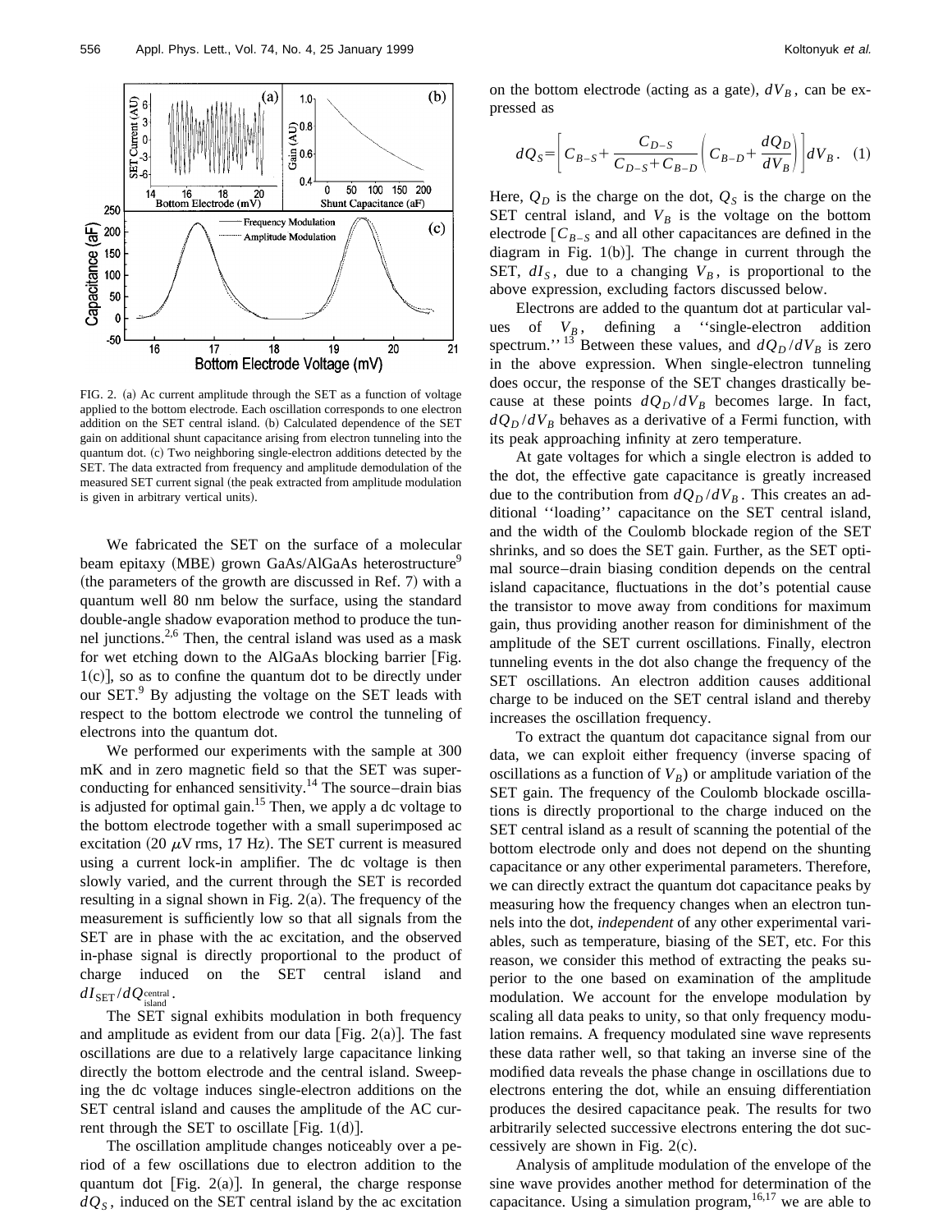FIG. 2. (a) Ac current amplitude through the SET as a function of voltage applied to the bottom electrode. Each oscillation corresponds to one electron addition on the SET central island. (b) Calculated dependence of the SET gain on additional shunt capacitance arising from electron tunneling into the quantum dot. (c) Two neighboring single-electron additions detected by the SET. The data extracted from frequency and amplitude demodulation of the measured SET current signal (the peak extracted from amplitude modulation is given in arbitrary vertical units).

We fabricated the SET on the surface of a molecular beam epitaxy (MBE) grown GaAs/AlGaAs heterostructure[9] (the parameters of the growth are discussed in Ref. 7) with a quantum well 80 nm below the surface, using the standard double-angle shadow evaporation method to produce the tunnel junctions.[2,6] Then, the central island was used as a mask for wet etching down to the AlGaAs blocking barrier [Fig. 1(c)], so as to confine the quantum dot to be directly under our SET.[9] By adjusting the voltage on the SET leads with respect to the bottom electrode we control the tunneling of electrons into the quantum dot.

We performed our experiments with the sample at 300 mK and in zero magnetic field so that the SET was superconducting for enhanced sensitivity.[14] The source–drain bias is adjusted for optimal gain.[15] Then, we apply a dc voltage to the bottom electrode together with a small superimposed ac excitation (20 $\mu$V rms, 17 Hz). The SET current is measured using a current lock-in amplifier. The dc voltage is then slowly varied, and the current through the SET is recorded resulting in a signal shown in Fig. 2(a). The frequency of the measurement is sufficiently low so that all signals from the SET are in phase with the ac excitation, and the observed in-phase signal is directly proportional to the product of charge induced on the SET central island and $dI_{\mathrm{SET}}/dQ_{\mathrm{island}}^{\mathrm{central}}$.

The SET signal exhibits modulation in both frequency and amplitude as evident from our data [Fig. 2(a)]. The fast oscillations are due to a relatively large capacitance linking directly the bottom electrode and the central island. Sweeping the dc voltage induces single-electron additions on the SET central island and causes the amplitude of the AC current through the SET to oscillate [Fig. 1(d)].

The oscillation amplitude changes noticeably over a period of a few oscillations due to electron addition to the quantum dot [Fig. 2(a)]. In general, the charge response $dQ_S$, induced on the SET central island by the ac excitation on the bottom electrode (acting as a gate), $dV_B$, can be expressed as

$$dQ_S = \left[ C_{B-S} + \frac{C_{D-S}}{C_{D-S}+C_{B-D}} \left( C_{B-D} + \frac{dQ_D}{dV_B} \right) \right] dV_B. \quad (1)$$

Here, $Q_D$ is the charge on the dot, $Q_S$ is the charge on the SET central island, and $V_B$ is the voltage on the bottom electrode [$C_{B-S}$ and all other capacitances are defined in the diagram in Fig. 1(b)]. The change in current through the SET, $dI_S$, due to a changing $V_B$, is proportional to the above expression, excluding factors discussed below.

Electrons are added to the quantum dot at particular values of $V_B$, defining a ''single-electron addition spectrum.''[13] Between these values, and $dQ_D/dV_B$ is zero in the above expression. When single-electron tunneling does occur, the response of the SET changes drastically because at these points $dQ_D/dV_B$ becomes large. In fact, $dQ_D/dV_B$ behaves as a derivative of a Fermi function, with its peak approaching infinity at zero temperature.

At gate voltages for which a single electron is added to the dot, the effective gate capacitance is greatly increased due to the contribution from $dQ_D/dV_B$. This creates an additional ''loading'' capacitance on the SET central island, and the width of the Coulomb blockade region of the SET shrinks, and so does the SET gain. Further, as the SET optimal source–drain biasing condition depends on the central island capacitance, fluctuations in the dot's potential cause the transistor to move away from conditions for maximum gain, thus providing another reason for diminishment of the amplitude of the SET current oscillations. Finally, electron tunneling events in the dot also change the frequency of the SET oscillations. An electron addition causes additional charge to be induced on the SET central island and thereby increases the oscillation frequency.

To extract the quantum dot capacitance signal from our data, we can exploit either frequency (inverse spacing of oscillations as a function of $V_B$) or amplitude variation of the SET gain. The frequency of the Coulomb blockade oscillations is directly proportional to the charge induced on the SET central island as a result of scanning the potential of the bottom electrode only and does not depend on the shunting capacitance or any other experimental parameters. Therefore, we can directly extract the quantum dot capacitance peaks by measuring how the frequency changes when an electron tunnels into the dot, *independent* of any other experimental variables, such as temperature, biasing of the SET, etc. For this reason, we consider this method of extracting the peaks superior to the one based on examination of the amplitude modulation. We account for the envelope modulation by scaling all data peaks to unity, so that only frequency modulation remains. A frequency modulated sine wave represents these data rather well, so that taking an inverse sine of the modified data reveals the phase change in oscillations due to electrons entering the dot, while an ensuing differentiation produces the desired capacitance peak. The results for two arbitrarily selected successive electrons entering the dot successively are shown in Fig. 2(c).

Analysis of amplitude modulation of the envelope of the sine wave provides another method for determination of the capacitance. Using a simulation program,[16,17] we are able to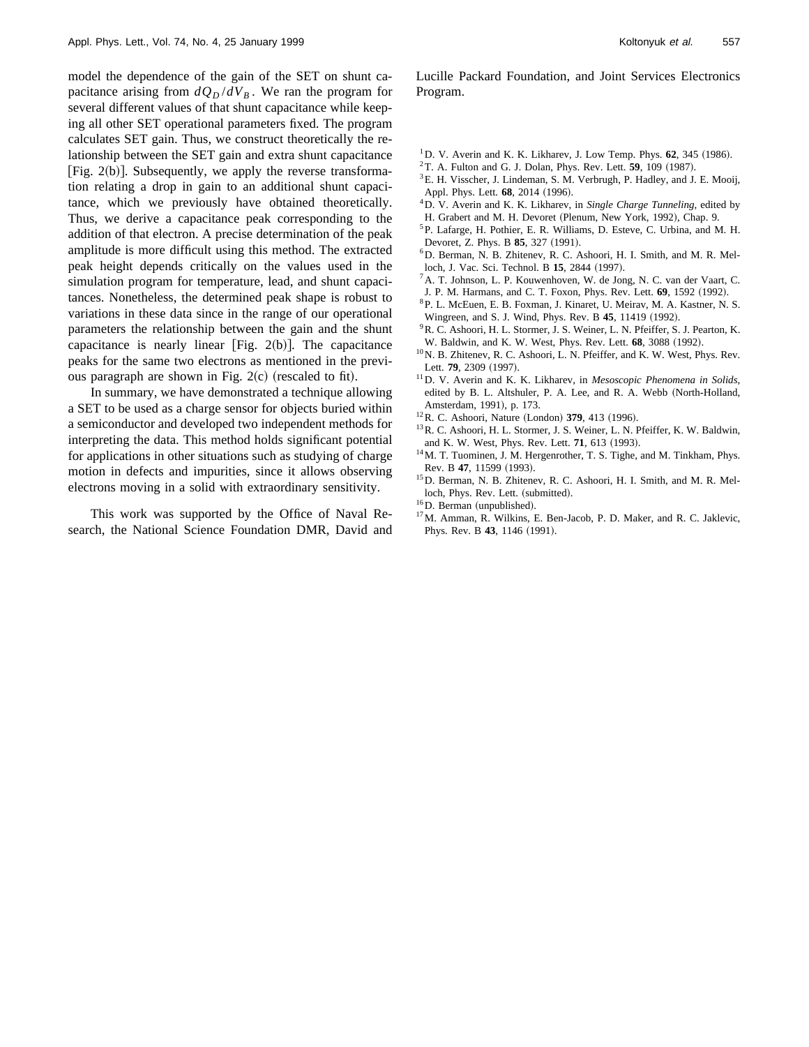model the dependence of the gain of the SET on shunt capacitance arising from $dQ_D/dV_B$. We ran the program for several different values of that shunt capacitance while keeping all other SET operational parameters fixed. The program calculates SET gain. Thus, we construct theoretically the relationship between the SET gain and extra shunt capacitance [Fig. 2(b)]. Subsequently, we apply the reverse transformation relating a drop in gain to an additional shunt capacitance, which we previously have obtained theoretically. Thus, we derive a capacitance peak corresponding to the addition of that electron. A precise determination of the peak amplitude is more difficult using this method. The extracted peak height depends critically on the values used in the simulation program for temperature, lead, and shunt capacitances. Nonetheless, the determined peak shape is robust to variations in these data since in the range of our operational parameters the relationship between the gain and the shunt capacitance is nearly linear [Fig. 2(b)]. The capacitance peaks for the same two electrons as mentioned in the previous paragraph are shown in Fig. 2(c) (rescaled to fit).

In summary, we have demonstrated a technique allowing a SET to be used as a charge sensor for objects buried within a semiconductor and developed two independent methods for interpreting the data. This method holds significant potential for applications in other situations such as studying of charge motion in defects and impurities, since it allows observing electrons moving in a solid with extraordinary sensitivity.

This work was supported by the Office of Naval Research, the National Science Foundation DMR, David and Lucille Packard Foundation, and Joint Services Electronics Program.

[1] D. V. Averin and K. K. Likharev, J. Low Temp. Phys. **62**, 345 (1986).
[2] T. A. Fulton and G. J. Dolan, Phys. Rev. Lett. **59**, 109 (1987).
[3] E. H. Visscher, J. Lindeman, S. M. Verbrugh, P. Hadley, and J. E. Mooij, Appl. Phys. Lett. **68**, 2014 (1996).
[4] D. V. Averin and K. K. Likharev, in *Single Charge Tunneling*, edited by H. Grabert and M. H. Devoret (Plenum, New York, 1992), Chap. 9.
[5] P. Lafarge, H. Pothier, E. R. Williams, D. Esteve, C. Urbina, and M. H. Devoret, Z. Phys. B **85**, 327 (1991).
[6] D. Berman, N. B. Zhitenev, R. C. Ashoori, H. I. Smith, and M. R. Melloch, J. Vac. Sci. Technol. B **15**, 2844 (1997).
[7] A. T. Johnson, L. P. Kouwenhoven, W. de Jong, N. C. van der Vaart, C. J. P. M. Harmans, and C. T. Foxon, Phys. Rev. Lett. **69**, 1592 (1992).
[8] P. L. McEuen, E. B. Foxman, J. Kinaret, U. Meirav, M. A. Kastner, N. S. Wingreen, and S. J. Wind, Phys. Rev. B **45**, 11419 (1992).
[9] R. C. Ashoori, H. L. Stormer, J. S. Weiner, L. N. Pfeiffer, S. J. Pearton, K. W. Baldwin, and K. W. West, Phys. Rev. Lett. **68**, 3088 (1992).
[10] N. B. Zhitenev, R. C. Ashoori, L. N. Pfeiffer, and K. W. West, Phys. Rev. Lett. **79**, 2309 (1997).
[11] D. V. Averin and K. K. Likharev, in *Mesoscopic Phenomena in Solids*, edited by B. L. Altshuler, P. A. Lee, and R. A. Webb (North-Holland, Amsterdam, 1991), p. 173.
[12] R. C. Ashoori, Nature (London) **379**, 413 (1996).
[13] R. C. Ashoori, H. L. Stormer, J. S. Weiner, L. N. Pfeiffer, K. W. Baldwin, and K. W. West, Phys. Rev. Lett. **71**, 613 (1993).
[14] M. T. Tuominen, J. M. Hergenrother, T. S. Tighe, and M. Tinkham, Phys. Rev. B **47**, 11599 (1993).
[15] D. Berman, N. B. Zhitenev, R. C. Ashoori, H. I. Smith, and M. R. Melloch, Phys. Rev. Lett. (submitted).
[16] D. Berman (unpublished).
[17] M. Amman, R. Wilkins, E. Ben-Jacob, P. D. Maker, and R. C. Jaklevic, Phys. Rev. B **43**, 1146 (1991).